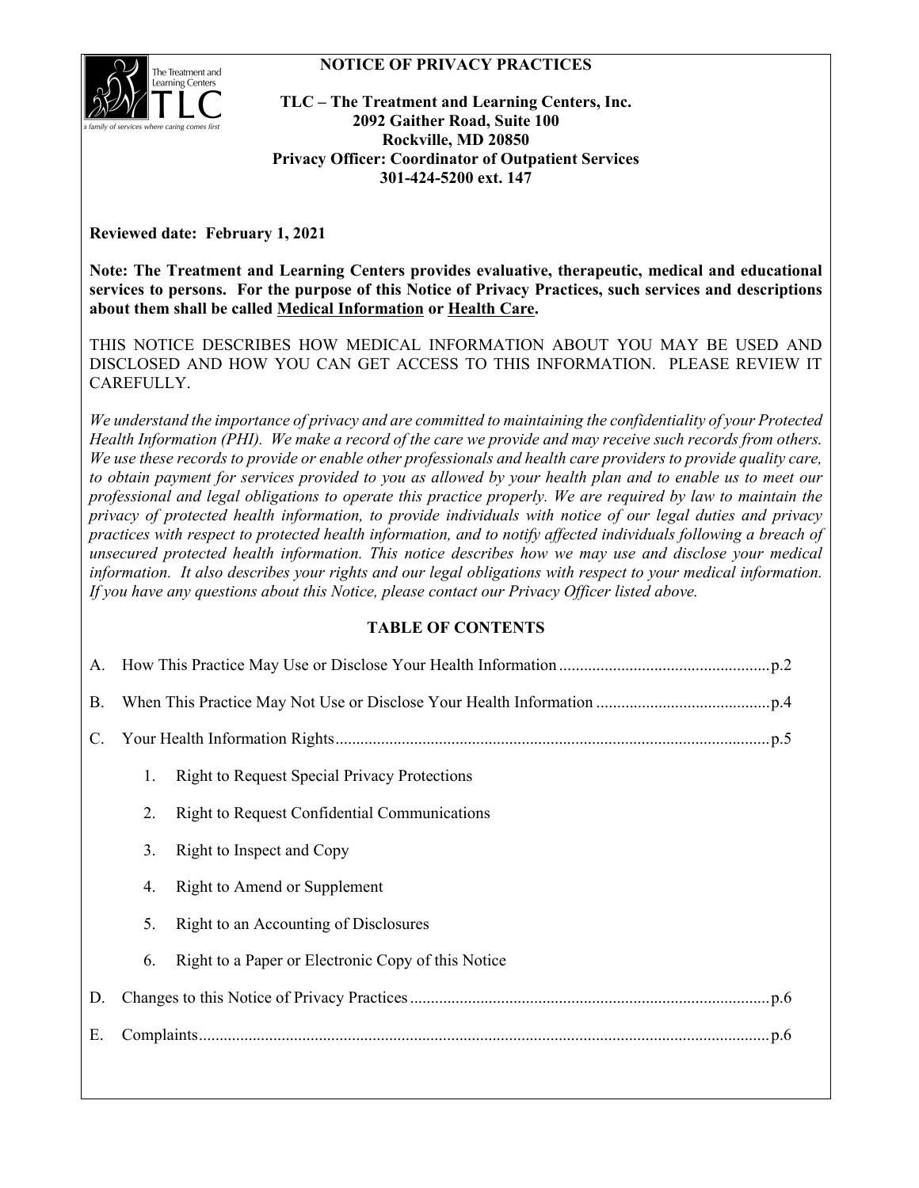# NOTICE OF PRIVACY PRACTICES

**TLC – The Treatment and Learning Centers, Inc.**
**2092 Gaither Road, Suite 100**
**Rockville, MD 20850**
**Privacy Officer: Coordinator of Outpatient Services**
**301-424-5200 ext. 147**

**Reviewed date: February 1, 2021**

**Note: The Treatment and Learning Centers provides evaluative, therapeutic, medical and educational services to persons. For the purpose of this Notice of Privacy Practices, such services and descriptions about them shall be called <u>Medical Information</u> or <u>Health Care</u>.**

THIS NOTICE DESCRIBES HOW MEDICAL INFORMATION ABOUT YOU MAY BE USED AND DISCLOSED AND HOW YOU CAN GET ACCESS TO THIS INFORMATION. PLEASE REVIEW IT CAREFULLY.

*We understand the importance of privacy and are committed to maintaining the confidentiality of your Protected Health Information (PHI). We make a record of the care we provide and may receive such records from others. We use these records to provide or enable other professionals and health care providers to provide quality care, to obtain payment for services provided to you as allowed by your health plan and to enable us to meet our professional and legal obligations to operate this practice properly. We are required by law to maintain the privacy of protected health information, to provide individuals with notice of our legal duties and privacy practices with respect to protected health information, and to notify affected individuals following a breach of unsecured protected health information. This notice describes how we may use and disclose your medical information. It also describes your rights and our legal obligations with respect to your medical information. If you have any questions about this Notice, please contact our Privacy Officer listed above.*

## TABLE OF CONTENTS

A. How This Practice May Use or Disclose Your Health Information .................................................. p.2

B. When This Practice May Not Use or Disclose Your Health Information .......................................... p.4

C. Your Health Information Rights ........................................................................................................ p.5

1. Right to Request Special Privacy Protections
2. Right to Request Confidential Communications
3. Right to Inspect and Copy
4. Right to Amend or Supplement
5. Right to an Accounting of Disclosures
6. Right to a Paper or Electronic Copy of this Notice

D. Changes to this Notice of Privacy Practices ..................................................................................... p.6

E. Complaints ........................................................................................................................................ p.6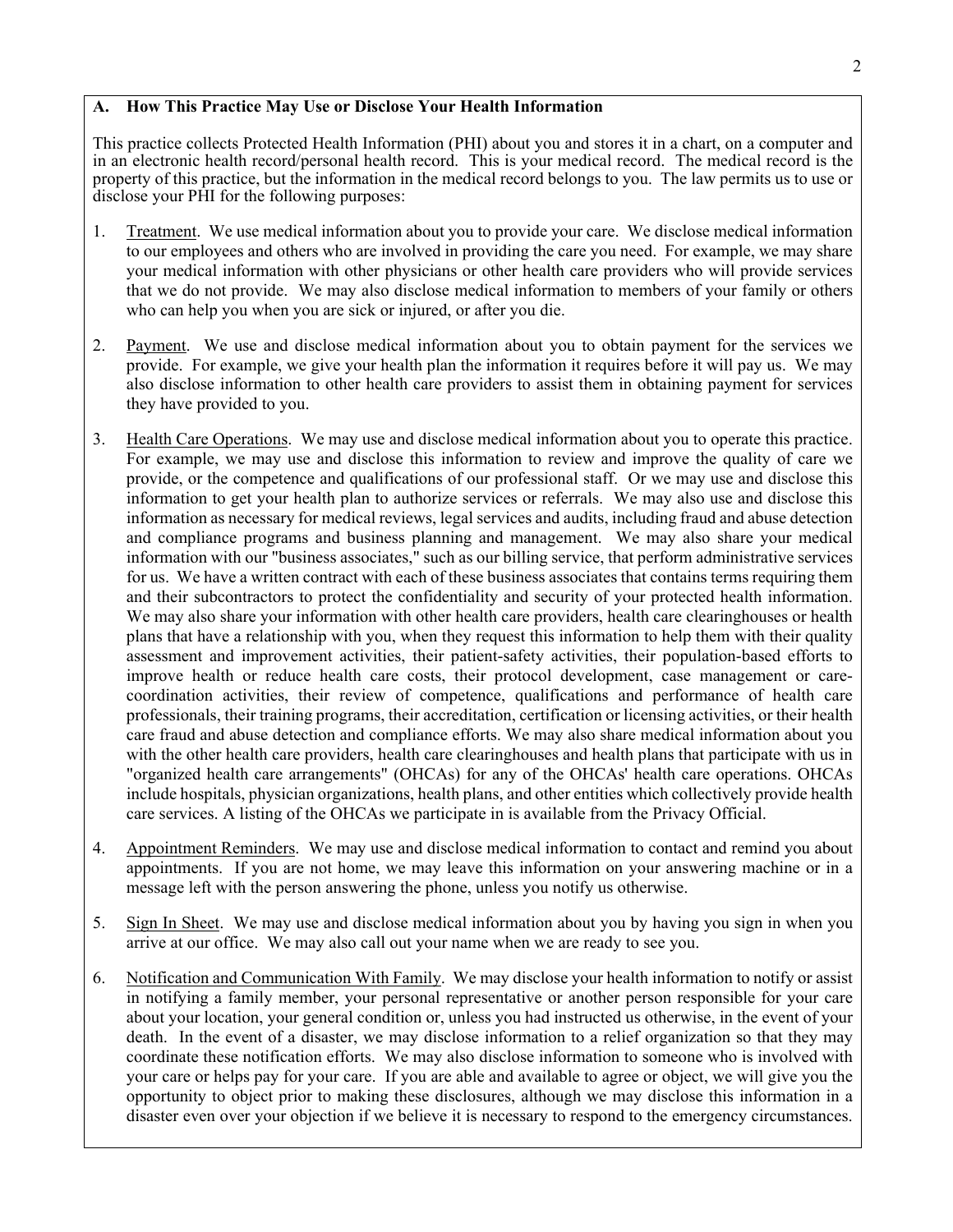## A. How This Practice May Use or Disclose Your Health Information

This practice collects Protected Health Information (PHI) about you and stores it in a chart, on a computer and in an electronic health record/personal health record. This is your medical record. The medical record is the property of this practice, but the information in the medical record belongs to you. The law permits us to use or disclose your PHI for the following purposes:

1. Treatment. We use medical information about you to provide your care. We disclose medical information to our employees and others who are involved in providing the care you need. For example, we may share your medical information with other physicians or other health care providers who will provide services that we do not provide. We may also disclose medical information to members of your family or others who can help you when you are sick or injured, or after you die.

2. Payment. We use and disclose medical information about you to obtain payment for the services we provide. For example, we give your health plan the information it requires before it will pay us. We may also disclose information to other health care providers to assist them in obtaining payment for services they have provided to you.

3. Health Care Operations. We may use and disclose medical information about you to operate this practice. For example, we may use and disclose this information to review and improve the quality of care we provide, or the competence and qualifications of our professional staff. Or we may use and disclose this information to get your health plan to authorize services or referrals. We may also use and disclose this information as necessary for medical reviews, legal services and audits, including fraud and abuse detection and compliance programs and business planning and management. We may also share your medical information with our "business associates," such as our billing service, that perform administrative services for us. We have a written contract with each of these business associates that contains terms requiring them and their subcontractors to protect the confidentiality and security of your protected health information. We may also share your information with other health care providers, health care clearinghouses or health plans that have a relationship with you, when they request this information to help them with their quality assessment and improvement activities, their patient-safety activities, their population-based efforts to improve health or reduce health care costs, their protocol development, case management or care-coordination activities, their review of competence, qualifications and performance of health care professionals, their training programs, their accreditation, certification or licensing activities, or their health care fraud and abuse detection and compliance efforts. We may also share medical information about you with the other health care providers, health care clearinghouses and health plans that participate with us in "organized health care arrangements" (OHCAs) for any of the OHCAs' health care operations. OHCAs include hospitals, physician organizations, health plans, and other entities which collectively provide health care services. A listing of the OHCAs we participate in is available from the Privacy Official.

4. Appointment Reminders. We may use and disclose medical information to contact and remind you about appointments. If you are not home, we may leave this information on your answering machine or in a message left with the person answering the phone, unless you notify us otherwise.

5. Sign In Sheet. We may use and disclose medical information about you by having you sign in when you arrive at our office. We may also call out your name when we are ready to see you.

6. Notification and Communication With Family. We may disclose your health information to notify or assist in notifying a family member, your personal representative or another person responsible for your care about your location, your general condition or, unless you had instructed us otherwise, in the event of your death. In the event of a disaster, we may disclose information to a relief organization so that they may coordinate these notification efforts. We may also disclose information to someone who is involved with your care or helps pay for your care. If you are able and available to agree or object, we will give you the opportunity to object prior to making these disclosures, although we may disclose this information in a disaster even over your objection if we believe it is necessary to respond to the emergency circumstances.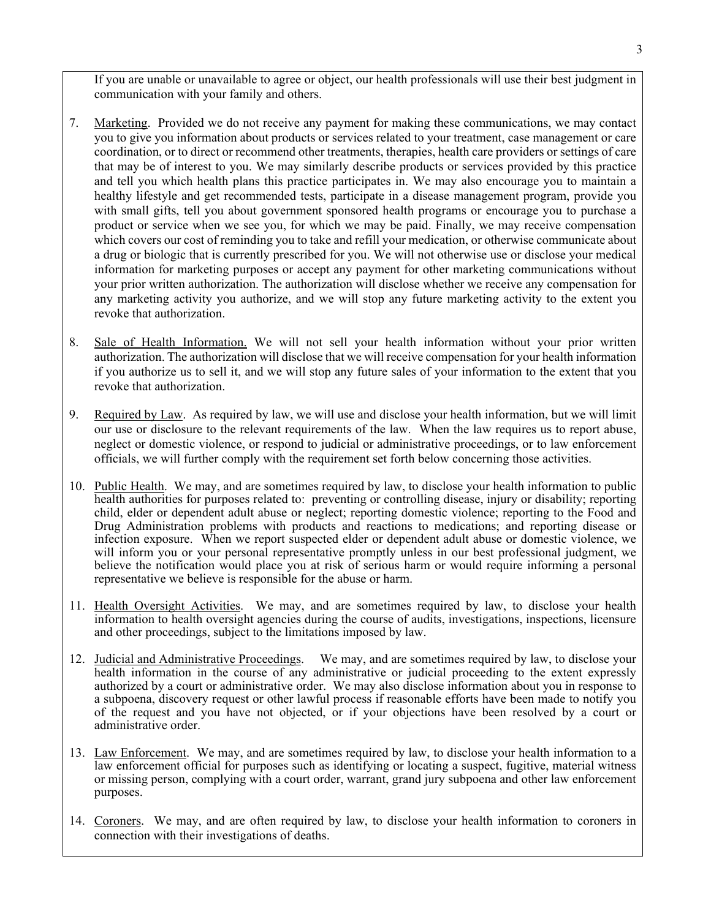If you are unable or unavailable to agree or object, our health professionals will use their best judgment in communication with your family and others.

7. Marketing. Provided we do not receive any payment for making these communications, we may contact you to give you information about products or services related to your treatment, case management or care coordination, or to direct or recommend other treatments, therapies, health care providers or settings of care that may be of interest to you. We may similarly describe products or services provided by this practice and tell you which health plans this practice participates in. We may also encourage you to maintain a healthy lifestyle and get recommended tests, participate in a disease management program, provide you with small gifts, tell you about government sponsored health programs or encourage you to purchase a product or service when we see you, for which we may be paid. Finally, we may receive compensation which covers our cost of reminding you to take and refill your medication, or otherwise communicate about a drug or biologic that is currently prescribed for you. We will not otherwise use or disclose your medical information for marketing purposes or accept any payment for other marketing communications without your prior written authorization. The authorization will disclose whether we receive any compensation for any marketing activity you authorize, and we will stop any future marketing activity to the extent you revoke that authorization.

8. Sale of Health Information. We will not sell your health information without your prior written authorization. The authorization will disclose that we will receive compensation for your health information if you authorize us to sell it, and we will stop any future sales of your information to the extent that you revoke that authorization.

9. Required by Law. As required by law, we will use and disclose your health information, but we will limit our use or disclosure to the relevant requirements of the law. When the law requires us to report abuse, neglect or domestic violence, or respond to judicial or administrative proceedings, or to law enforcement officials, we will further comply with the requirement set forth below concerning those activities.

10. Public Health. We may, and are sometimes required by law, to disclose your health information to public health authorities for purposes related to: preventing or controlling disease, injury or disability; reporting child, elder or dependent adult abuse or neglect; reporting domestic violence; reporting to the Food and Drug Administration problems with products and reactions to medications; and reporting disease or infection exposure. When we report suspected elder or dependent adult abuse or domestic violence, we will inform you or your personal representative promptly unless in our best professional judgment, we believe the notification would place you at risk of serious harm or would require informing a personal representative we believe is responsible for the abuse or harm.

11. Health Oversight Activities. We may, and are sometimes required by law, to disclose your health information to health oversight agencies during the course of audits, investigations, inspections, licensure and other proceedings, subject to the limitations imposed by law.

12. Judicial and Administrative Proceedings. We may, and are sometimes required by law, to disclose your health information in the course of any administrative or judicial proceeding to the extent expressly authorized by a court or administrative order. We may also disclose information about you in response to a subpoena, discovery request or other lawful process if reasonable efforts have been made to notify you of the request and you have not objected, or if your objections have been resolved by a court or administrative order.

13. Law Enforcement. We may, and are sometimes required by law, to disclose your health information to a law enforcement official for purposes such as identifying or locating a suspect, fugitive, material witness or missing person, complying with a court order, warrant, grand jury subpoena and other law enforcement purposes.

14. Coroners. We may, and are often required by law, to disclose your health information to coroners in connection with their investigations of deaths.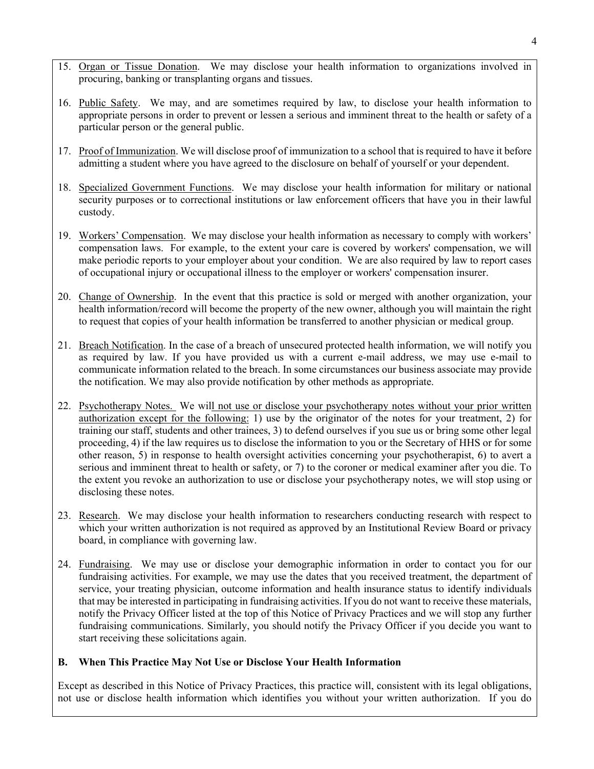15. Organ or Tissue Donation. We may disclose your health information to organizations involved in procuring, banking or transplanting organs and tissues.

16. Public Safety. We may, and are sometimes required by law, to disclose your health information to appropriate persons in order to prevent or lessen a serious and imminent threat to the health or safety of a particular person or the general public.

17. Proof of Immunization. We will disclose proof of immunization to a school that is required to have it before admitting a student where you have agreed to the disclosure on behalf of yourself or your dependent.

18. Specialized Government Functions. We may disclose your health information for military or national security purposes or to correctional institutions or law enforcement officers that have you in their lawful custody.

19. Workers' Compensation. We may disclose your health information as necessary to comply with workers' compensation laws. For example, to the extent your care is covered by workers' compensation, we will make periodic reports to your employer about your condition. We are also required by law to report cases of occupational injury or occupational illness to the employer or workers' compensation insurer.

20. Change of Ownership. In the event that this practice is sold or merged with another organization, your health information/record will become the property of the new owner, although you will maintain the right to request that copies of your health information be transferred to another physician or medical group.

21. Breach Notification. In the case of a breach of unsecured protected health information, we will notify you as required by law. If you have provided us with a current e-mail address, we may use e-mail to communicate information related to the breach. In some circumstances our business associate may provide the notification. We may also provide notification by other methods as appropriate.

22. Psychotherapy Notes. We will not use or disclose your psychotherapy notes without your prior written authorization except for the following: 1) use by the originator of the notes for your treatment, 2) for training our staff, students and other trainees, 3) to defend ourselves if you sue us or bring some other legal proceeding, 4) if the law requires us to disclose the information to you or the Secretary of HHS or for some other reason, 5) in response to health oversight activities concerning your psychotherapist, 6) to avert a serious and imminent threat to health or safety, or 7) to the coroner or medical examiner after you die. To the extent you revoke an authorization to use or disclose your psychotherapy notes, we will stop using or disclosing these notes.

23. Research. We may disclose your health information to researchers conducting research with respect to which your written authorization is not required as approved by an Institutional Review Board or privacy board, in compliance with governing law.

24. Fundraising. We may use or disclose your demographic information in order to contact you for our fundraising activities. For example, we may use the dates that you received treatment, the department of service, your treating physician, outcome information and health insurance status to identify individuals that may be interested in participating in fundraising activities. If you do not want to receive these materials, notify the Privacy Officer listed at the top of this Notice of Privacy Practices and we will stop any further fundraising communications. Similarly, you should notify the Privacy Officer if you decide you want to start receiving these solicitations again.

**B. When This Practice May Not Use or Disclose Your Health Information**

Except as described in this Notice of Privacy Practices, this practice will, consistent with its legal obligations, not use or disclose health information which identifies you without your written authorization. If you do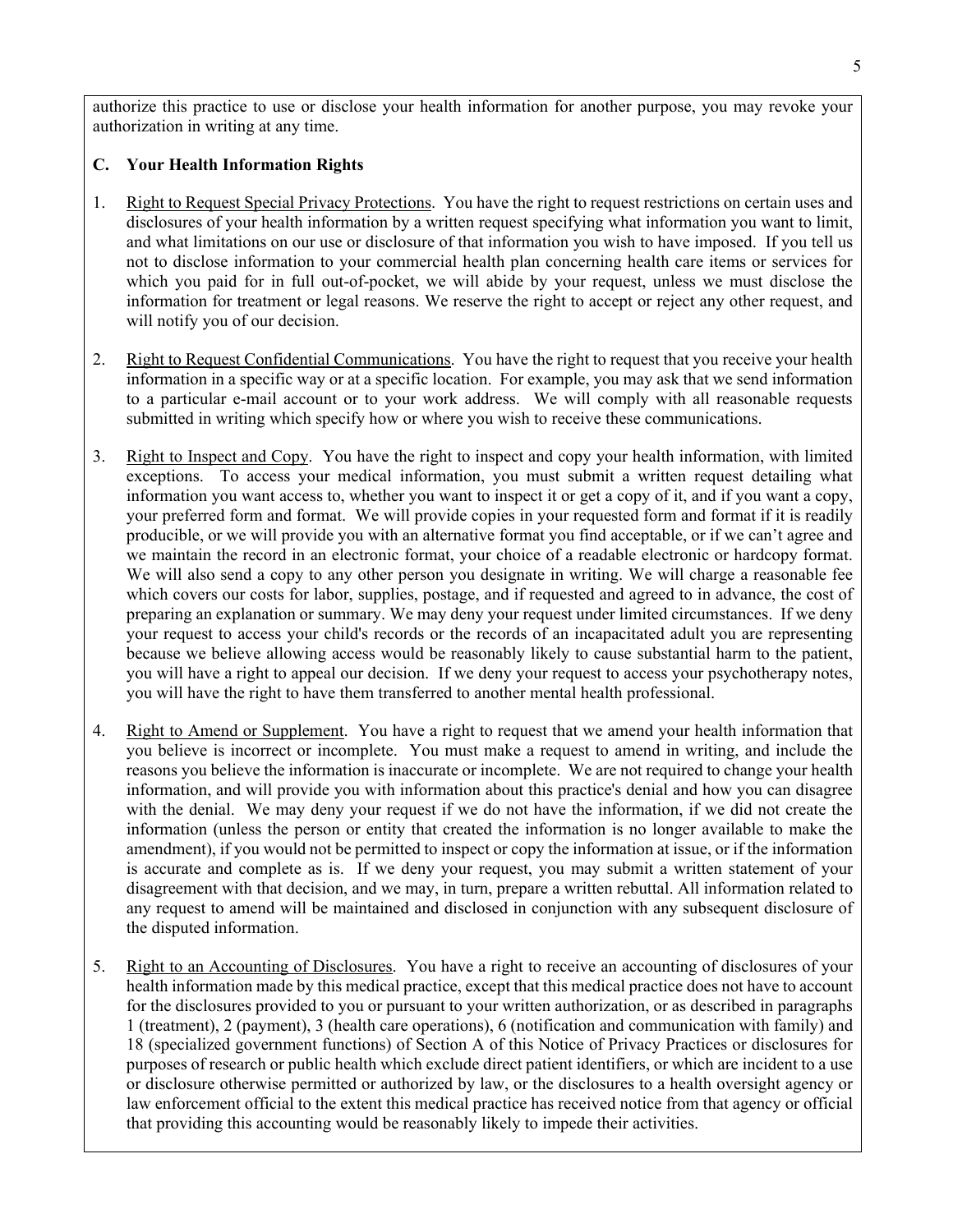authorize this practice to use or disclose your health information for another purpose, you may revoke your authorization in writing at any time.

### C. Your Health Information Rights

1. Right to Request Special Privacy Protections. You have the right to request restrictions on certain uses and disclosures of your health information by a written request specifying what information you want to limit, and what limitations on our use or disclosure of that information you wish to have imposed. If you tell us not to disclose information to your commercial health plan concerning health care items or services for which you paid for in full out-of-pocket, we will abide by your request, unless we must disclose the information for treatment or legal reasons. We reserve the right to accept or reject any other request, and will notify you of our decision.

2. Right to Request Confidential Communications. You have the right to request that you receive your health information in a specific way or at a specific location. For example, you may ask that we send information to a particular e-mail account or to your work address. We will comply with all reasonable requests submitted in writing which specify how or where you wish to receive these communications.

3. Right to Inspect and Copy. You have the right to inspect and copy your health information, with limited exceptions. To access your medical information, you must submit a written request detailing what information you want access to, whether you want to inspect it or get a copy of it, and if you want a copy, your preferred form and format. We will provide copies in your requested form and format if it is readily producible, or we will provide you with an alternative format you find acceptable, or if we can't agree and we maintain the record in an electronic format, your choice of a readable electronic or hardcopy format. We will also send a copy to any other person you designate in writing. We will charge a reasonable fee which covers our costs for labor, supplies, postage, and if requested and agreed to in advance, the cost of preparing an explanation or summary. We may deny your request under limited circumstances. If we deny your request to access your child's records or the records of an incapacitated adult you are representing because we believe allowing access would be reasonably likely to cause substantial harm to the patient, you will have a right to appeal our decision. If we deny your request to access your psychotherapy notes, you will have the right to have them transferred to another mental health professional.

4. Right to Amend or Supplement. You have a right to request that we amend your health information that you believe is incorrect or incomplete. You must make a request to amend in writing, and include the reasons you believe the information is inaccurate or incomplete. We are not required to change your health information, and will provide you with information about this practice's denial and how you can disagree with the denial. We may deny your request if we do not have the information, if we did not create the information (unless the person or entity that created the information is no longer available to make the amendment), if you would not be permitted to inspect or copy the information at issue, or if the information is accurate and complete as is. If we deny your request, you may submit a written statement of your disagreement with that decision, and we may, in turn, prepare a written rebuttal. All information related to any request to amend will be maintained and disclosed in conjunction with any subsequent disclosure of the disputed information.

5. Right to an Accounting of Disclosures. You have a right to receive an accounting of disclosures of your health information made by this medical practice, except that this medical practice does not have to account for the disclosures provided to you or pursuant to your written authorization, or as described in paragraphs 1 (treatment), 2 (payment), 3 (health care operations), 6 (notification and communication with family) and 18 (specialized government functions) of Section A of this Notice of Privacy Practices or disclosures for purposes of research or public health which exclude direct patient identifiers, or which are incident to a use or disclosure otherwise permitted or authorized by law, or the disclosures to a health oversight agency or law enforcement official to the extent this medical practice has received notice from that agency or official that providing this accounting would be reasonably likely to impede their activities.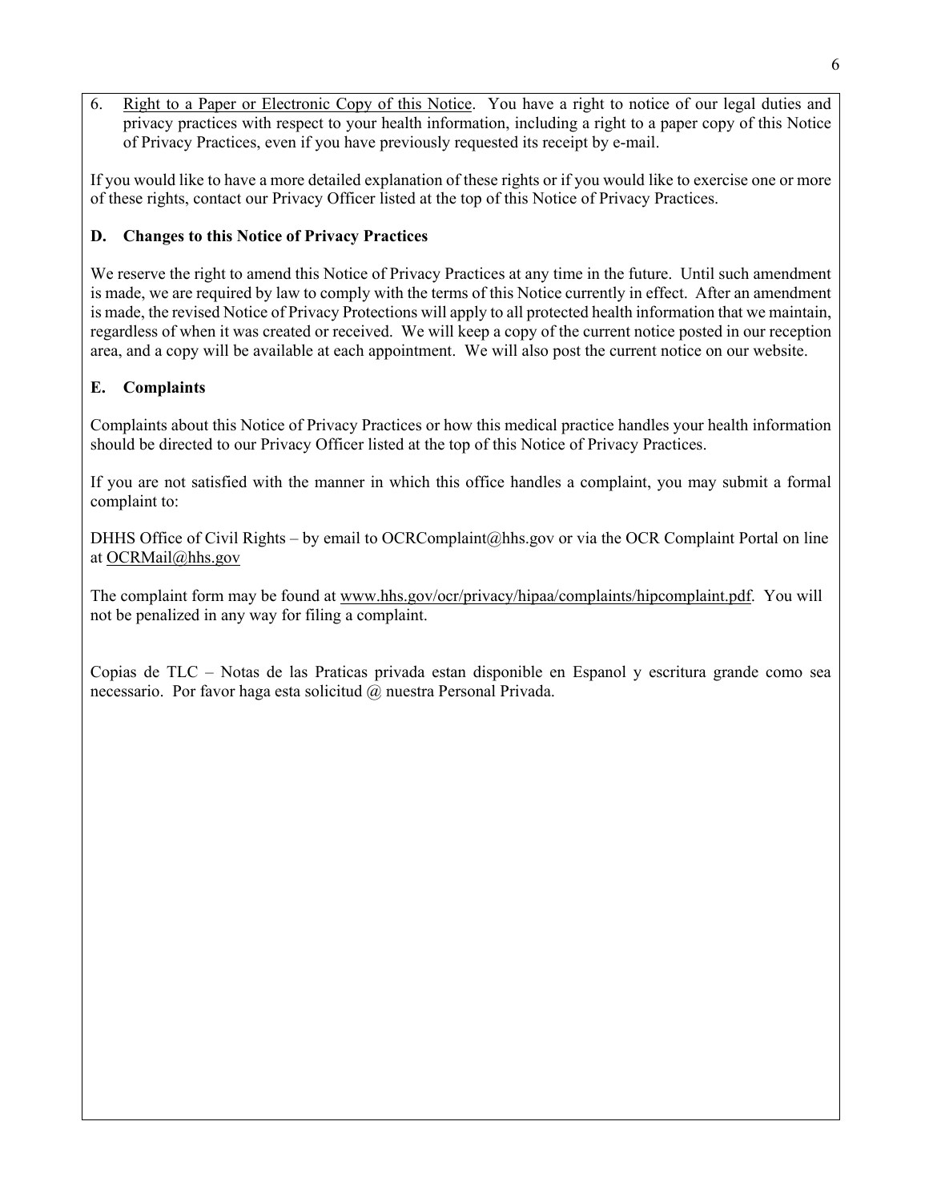6. Right to a Paper or Electronic Copy of this Notice. You have a right to notice of our legal duties and privacy practices with respect to your health information, including a right to a paper copy of this Notice of Privacy Practices, even if you have previously requested its receipt by e-mail.

If you would like to have a more detailed explanation of these rights or if you would like to exercise one or more of these rights, contact our Privacy Officer listed at the top of this Notice of Privacy Practices.

### D. Changes to this Notice of Privacy Practices

We reserve the right to amend this Notice of Privacy Practices at any time in the future. Until such amendment is made, we are required by law to comply with the terms of this Notice currently in effect. After an amendment is made, the revised Notice of Privacy Protections will apply to all protected health information that we maintain, regardless of when it was created or received. We will keep a copy of the current notice posted in our reception area, and a copy will be available at each appointment. We will also post the current notice on our website.

### E. Complaints

Complaints about this Notice of Privacy Practices or how this medical practice handles your health information should be directed to our Privacy Officer listed at the top of this Notice of Privacy Practices.

If you are not satisfied with the manner in which this office handles a complaint, you may submit a formal complaint to:

DHHS Office of Civil Rights – by email to OCRComplaint@hhs.gov or via the OCR Complaint Portal on line at OCRMail@hhs.gov

The complaint form may be found at www.hhs.gov/ocr/privacy/hipaa/complaints/hipcomplaint.pdf. You will not be penalized in any way for filing a complaint.

Copias de TLC – Notas de las Praticas privada estan disponible en Espanol y escritura grande como sea necessario. Por favor haga esta solicitud @ nuestra Personal Privada.